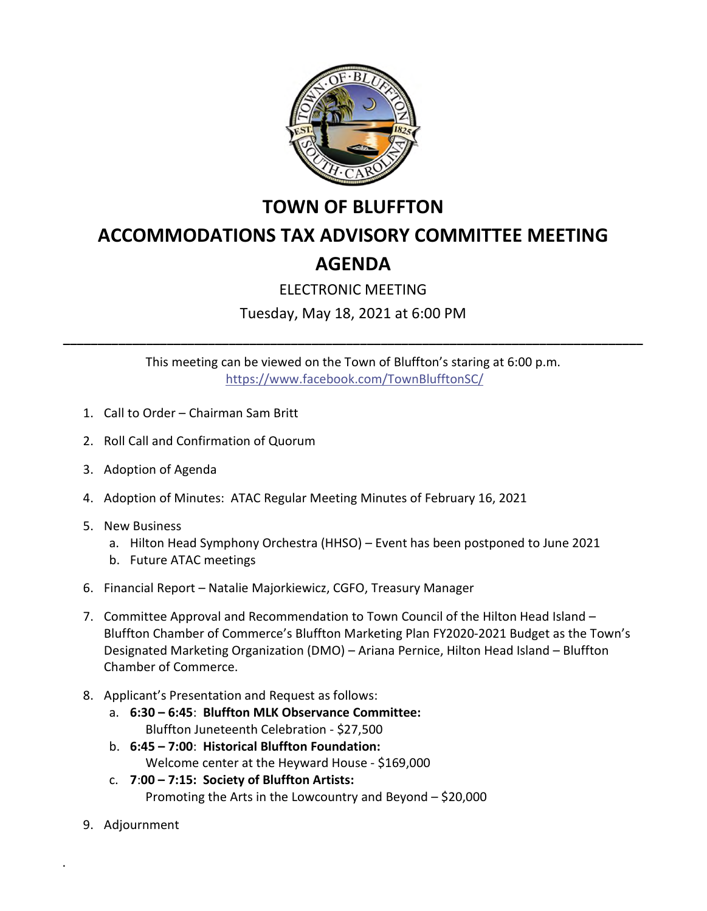# TOWN OF BLUFFTON

# ACCOMMODATIONS TAX ADVISORY COMMITTEE MEETING

# AGENDA

ELECTRONIC MEETING

Tuesday, May 18, 2021 at 6:00 PM

---

This meeting can be viewed on the Town of Bluffton's staring at 6:00 p.m.
https://www.facebook.com/TownBlufftonSC/

1. Call to Order – Chairman Sam Britt
2. Roll Call and Confirmation of Quorum
3. Adoption of Agenda
4. Adoption of Minutes: ATAC Regular Meeting Minutes of February 16, 2021
5. New Business
   a. Hilton Head Symphony Orchestra (HHSO) – Event has been postponed to June 2021
   b. Future ATAC meetings
6. Financial Report – Natalie Majorkiewicz, CGFO, Treasury Manager
7. Committee Approval and Recommendation to Town Council of the Hilton Head Island – Bluffton Chamber of Commerce's Bluffton Marketing Plan FY2020-2021 Budget as the Town's Designated Marketing Organization (DMO) – Ariana Pernice, Hilton Head Island – Bluffton Chamber of Commerce.
8. Applicant's Presentation and Request as follows:
   a. **6:30 – 6:45**: **Bluffton MLK Observance Committee:**
      Bluffton Juneteenth Celebration - $27,500
   b. **6:45 – 7:00**: **Historical Bluffton Foundation:**
      Welcome center at the Heyward House - $169,000
   c. **7:00 – 7:15: Society of Bluffton Artists:**
      Promoting the Arts in the Lowcountry and Beyond – $20,000
9. Adjournment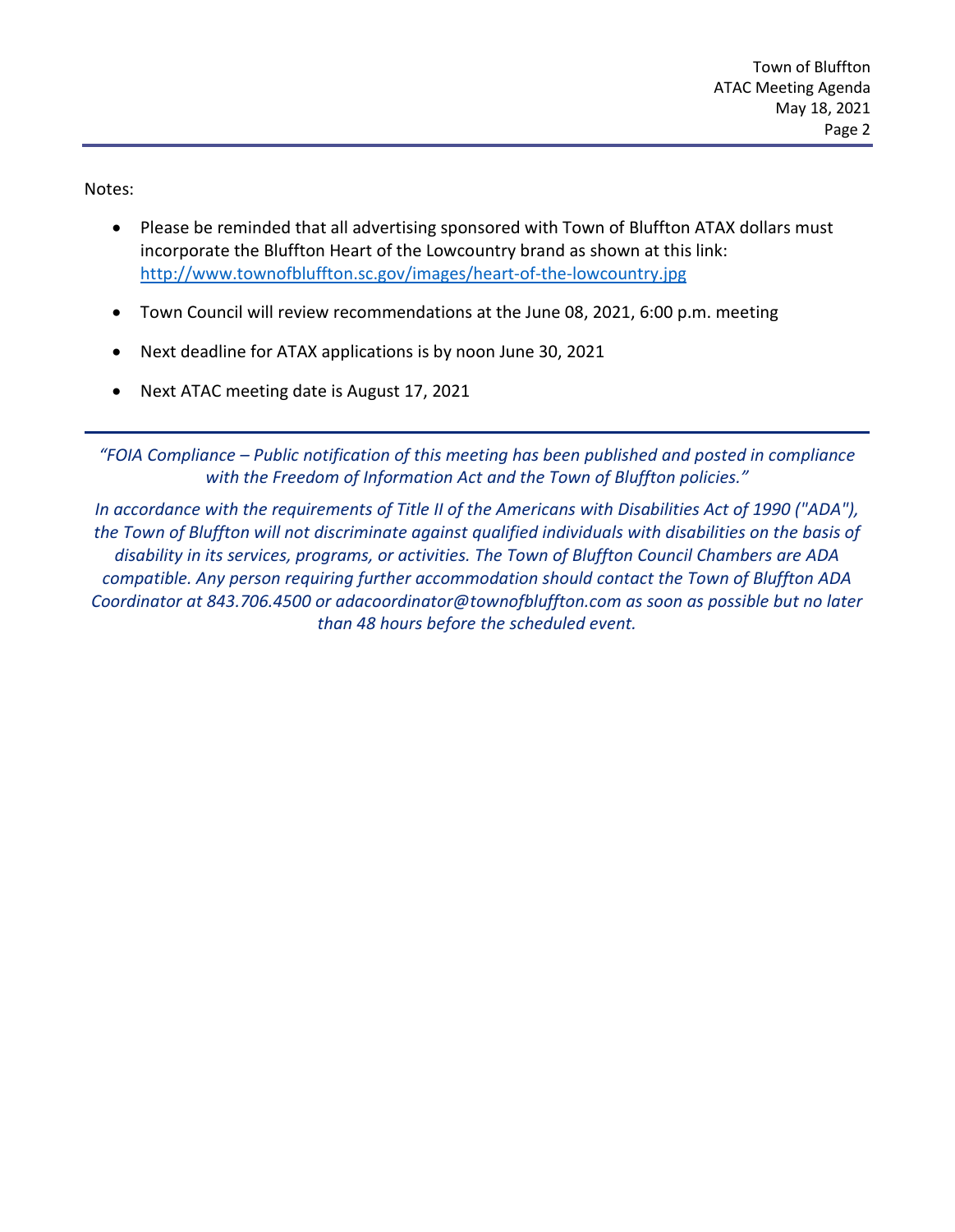Notes:

- Please be reminded that all advertising sponsored with Town of Bluffton ATAX dollars must incorporate the Bluffton Heart of the Lowcountry brand as shown at this link: [http://www.townofbluffton.sc.gov/images/heart-of-the-lowcountry.jpg](http://www.townofbluffton.sc.gov/images/heart-of-the-lowcountry.jpg)
- Town Council will review recommendations at the June 08, 2021, 6:00 p.m. meeting
- Next deadline for ATAX applications is by noon June 30, 2021
- Next ATAC meeting date is August 17, 2021

---

*"FOIA Compliance – Public notification of this meeting has been published and posted in compliance with the Freedom of Information Act and the Town of Bluffton policies."*

*In accordance with the requirements of Title II of the Americans with Disabilities Act of 1990 ("ADA"), the Town of Bluffton will not discriminate against qualified individuals with disabilities on the basis of disability in its services, programs, or activities. The Town of Bluffton Council Chambers are ADA compatible. Any person requiring further accommodation should contact the Town of Bluffton ADA Coordinator at 843.706.4500 or adacoordinator@townofbluffton.com as soon as possible but no later than 48 hours before the scheduled event.*